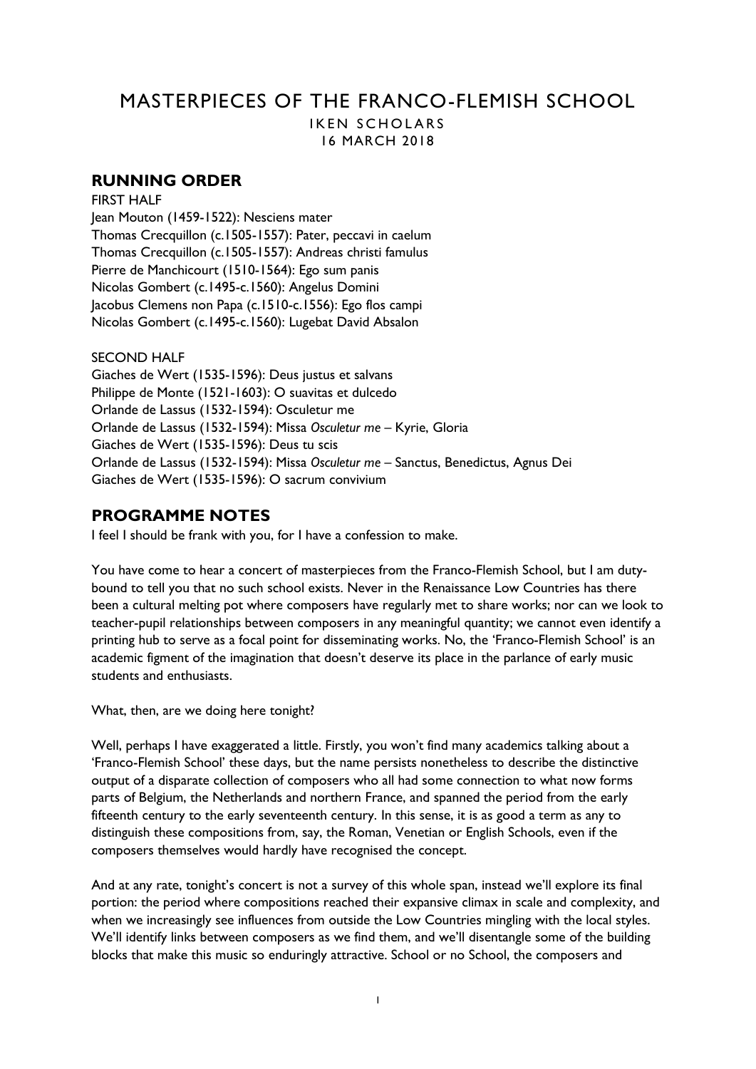# MASTERPIECES OF THE FRANCO-FLEMISH SCHOOL

IKEN SCHOLARS

16 MARCH 2018

## RUNNING ORDER

FIRST HALF

Jean Mouton (1459-1522): Nesciens mater
Thomas Crecquillon (c.1505-1557): Pater, peccavi in caelum
Thomas Crecquillon (c.1505-1557): Andreas christi famulus
Pierre de Manchicourt (1510-1564): Ego sum panis
Nicolas Gombert (c.1495-c.1560): Angelus Domini
Jacobus Clemens non Papa (c.1510-c.1556): Ego flos campi
Nicolas Gombert (c.1495-c.1560): Lugebat David Absalon

SECOND HALF

Giaches de Wert (1535-1596): Deus justus et salvans
Philippe de Monte (1521-1603): O suavitas et dulcedo
Orlande de Lassus (1532-1594): Osculetur me
Orlande de Lassus (1532-1594): Missa *Osculetur me* – Kyrie, Gloria
Giaches de Wert (1535-1596): Deus tu scis
Orlande de Lassus (1532-1594): Missa *Osculetur me* – Sanctus, Benedictus, Agnus Dei
Giaches de Wert (1535-1596): O sacrum convivium

## PROGRAMME NOTES

I feel I should be frank with you, for I have a confession to make.

You have come to hear a concert of masterpieces from the Franco-Flemish School, but I am duty-bound to tell you that no such school exists. Never in the Renaissance Low Countries has there been a cultural melting pot where composers have regularly met to share works; nor can we look to teacher-pupil relationships between composers in any meaningful quantity; we cannot even identify a printing hub to serve as a focal point for disseminating works. No, the 'Franco-Flemish School' is an academic figment of the imagination that doesn't deserve its place in the parlance of early music students and enthusiasts.

What, then, are we doing here tonight?

Well, perhaps I have exaggerated a little. Firstly, you won't find many academics talking about a 'Franco-Flemish School' these days, but the name persists nonetheless to describe the distinctive output of a disparate collection of composers who all had some connection to what now forms parts of Belgium, the Netherlands and northern France, and spanned the period from the early fifteenth century to the early seventeenth century. In this sense, it is as good a term as any to distinguish these compositions from, say, the Roman, Venetian or English Schools, even if the composers themselves would hardly have recognised the concept.

And at any rate, tonight's concert is not a survey of this whole span, instead we'll explore its final portion: the period where compositions reached their expansive climax in scale and complexity, and when we increasingly see influences from outside the Low Countries mingling with the local styles. We'll identify links between composers as we find them, and we'll disentangle some of the building blocks that make this music so enduringly attractive. School or no School, the composers and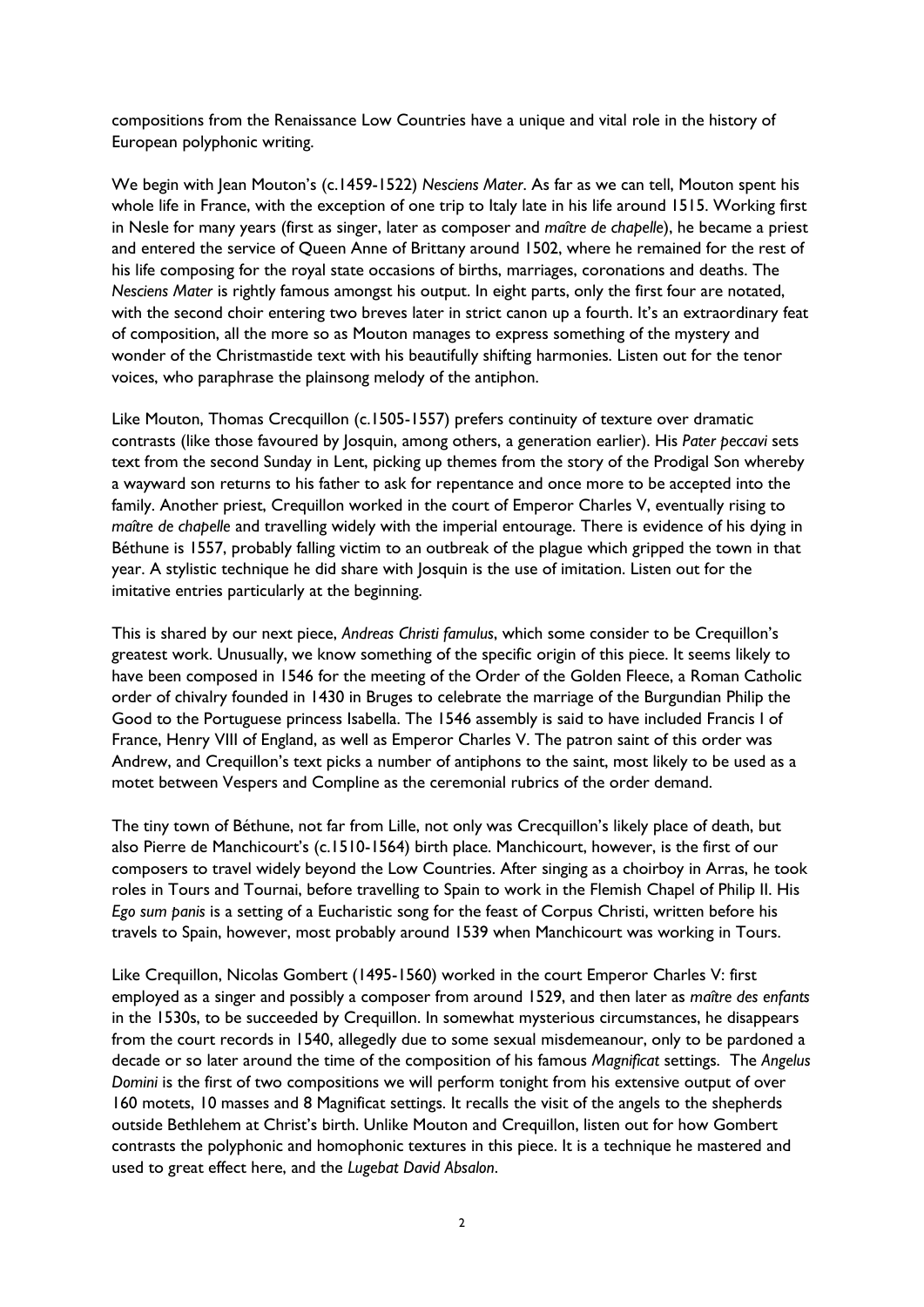compositions from the Renaissance Low Countries have a unique and vital role in the history of European polyphonic writing.

We begin with Jean Mouton's (c.1459-1522) *Nesciens Mater*. As far as we can tell, Mouton spent his whole life in France, with the exception of one trip to Italy late in his life around 1515. Working first in Nesle for many years (first as singer, later as composer and *maître de chapelle*), he became a priest and entered the service of Queen Anne of Brittany around 1502, where he remained for the rest of his life composing for the royal state occasions of births, marriages, coronations and deaths. The *Nesciens Mater* is rightly famous amongst his output. In eight parts, only the first four are notated, with the second choir entering two breves later in strict canon up a fourth. It's an extraordinary feat of composition, all the more so as Mouton manages to express something of the mystery and wonder of the Christmastide text with his beautifully shifting harmonies. Listen out for the tenor voices, who paraphrase the plainsong melody of the antiphon.

Like Mouton, Thomas Crecquillon (c.1505-1557) prefers continuity of texture over dramatic contrasts (like those favoured by Josquin, among others, a generation earlier). His *Pater peccavi* sets text from the second Sunday in Lent, picking up themes from the story of the Prodigal Son whereby a wayward son returns to his father to ask for repentance and once more to be accepted into the family. Another priest, Crequillon worked in the court of Emperor Charles V, eventually rising to *maître de chapelle* and travelling widely with the imperial entourage. There is evidence of his dying in Béthune is 1557, probably falling victim to an outbreak of the plague which gripped the town in that year. A stylistic technique he did share with Josquin is the use of imitation. Listen out for the imitative entries particularly at the beginning.

This is shared by our next piece, *Andreas Christi famulus*, which some consider to be Crequillon's greatest work. Unusually, we know something of the specific origin of this piece. It seems likely to have been composed in 1546 for the meeting of the Order of the Golden Fleece, a Roman Catholic order of chivalry founded in 1430 in Bruges to celebrate the marriage of the Burgundian Philip the Good to the Portuguese princess Isabella. The 1546 assembly is said to have included Francis I of France, Henry VIII of England, as well as Emperor Charles V. The patron saint of this order was Andrew, and Crequillon's text picks a number of antiphons to the saint, most likely to be used as a motet between Vespers and Compline as the ceremonial rubrics of the order demand.

The tiny town of Béthune, not far from Lille, not only was Crecquillon's likely place of death, but also Pierre de Manchicourt's (c.1510-1564) birth place. Manchicourt, however, is the first of our composers to travel widely beyond the Low Countries. After singing as a choirboy in Arras, he took roles in Tours and Tournai, before travelling to Spain to work in the Flemish Chapel of Philip II. His *Ego sum panis* is a setting of a Eucharistic song for the feast of Corpus Christi, written before his travels to Spain, however, most probably around 1539 when Manchicourt was working in Tours.

Like Crequillon, Nicolas Gombert (1495-1560) worked in the court Emperor Charles V: first employed as a singer and possibly a composer from around 1529, and then later as *maître des enfants* in the 1530s, to be succeeded by Crequillon. In somewhat mysterious circumstances, he disappears from the court records in 1540, allegedly due to some sexual misdemeanour, only to be pardoned a decade or so later around the time of the composition of his famous *Magnificat* settings. The *Angelus Domini* is the first of two compositions we will perform tonight from his extensive output of over 160 motets, 10 masses and 8 Magnificat settings. It recalls the visit of the angels to the shepherds outside Bethlehem at Christ's birth. Unlike Mouton and Crequillon, listen out for how Gombert contrasts the polyphonic and homophonic textures in this piece. It is a technique he mastered and used to great effect here, and the *Lugebat David Absalon*.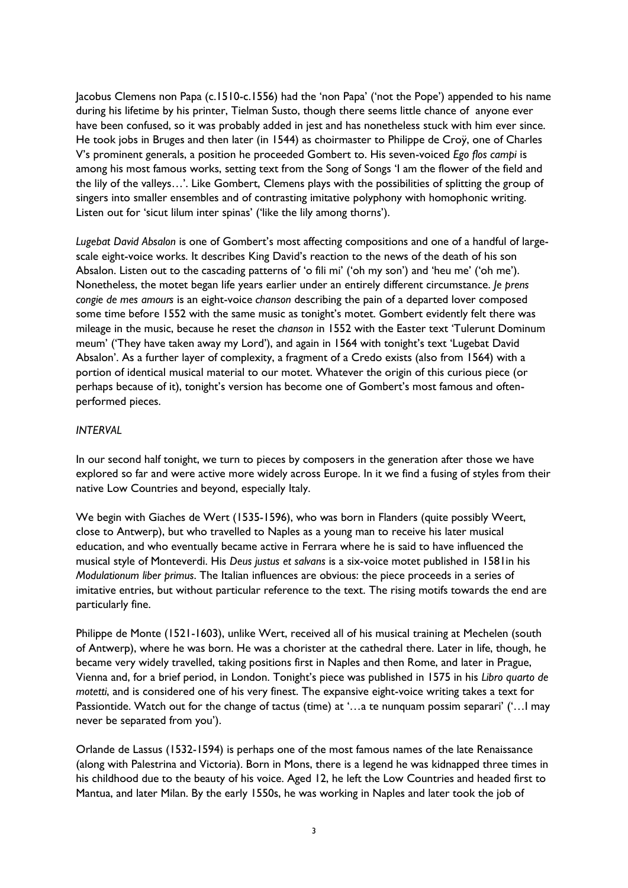Jacobus Clemens non Papa (c.1510-c.1556) had the 'non Papa' ('not the Pope') appended to his name during his lifetime by his printer, Tielman Susto, though there seems little chance of anyone ever have been confused, so it was probably added in jest and has nonetheless stuck with him ever since. He took jobs in Bruges and then later (in 1544) as choirmaster to Philippe de Croÿ, one of Charles V's prominent generals, a position he proceeded Gombert to. His seven-voiced *Ego flos campi* is among his most famous works, setting text from the Song of Songs 'I am the flower of the field and the lily of the valleys…'. Like Gombert, Clemens plays with the possibilities of splitting the group of singers into smaller ensembles and of contrasting imitative polyphony with homophonic writing. Listen out for 'sicut lilum inter spinas' ('like the lily among thorns').

*Lugebat David Absalon* is one of Gombert's most affecting compositions and one of a handful of large-scale eight-voice works. It describes King David's reaction to the news of the death of his son Absalon. Listen out to the cascading patterns of 'o fili mi' ('oh my son') and 'heu me' ('oh me'). Nonetheless, the motet began life years earlier under an entirely different circumstance. *Je prens congie de mes amours* is an eight-voice *chanson* describing the pain of a departed lover composed some time before 1552 with the same music as tonight's motet. Gombert evidently felt there was mileage in the music, because he reset the *chanson* in 1552 with the Easter text 'Tulerunt Dominum meum' ('They have taken away my Lord'), and again in 1564 with tonight's text 'Lugebat David Absalon'. As a further layer of complexity, a fragment of a Credo exists (also from 1564) with a portion of identical musical material to our motet. Whatever the origin of this curious piece (or perhaps because of it), tonight's version has become one of Gombert's most famous and often-performed pieces.

*INTERVAL*

In our second half tonight, we turn to pieces by composers in the generation after those we have explored so far and were active more widely across Europe. In it we find a fusing of styles from their native Low Countries and beyond, especially Italy.

We begin with Giaches de Wert (1535-1596), who was born in Flanders (quite possibly Weert, close to Antwerp), but who travelled to Naples as a young man to receive his later musical education, and who eventually became active in Ferrara where he is said to have influenced the musical style of Monteverdi. His *Deus justus et salvans* is a six-voice motet published in 1581in his *Modulationum liber primus*. The Italian influences are obvious: the piece proceeds in a series of imitative entries, but without particular reference to the text. The rising motifs towards the end are particularly fine.

Philippe de Monte (1521-1603), unlike Wert, received all of his musical training at Mechelen (south of Antwerp), where he was born. He was a chorister at the cathedral there. Later in life, though, he became very widely travelled, taking positions first in Naples and then Rome, and later in Prague, Vienna and, for a brief period, in London. Tonight's piece was published in 1575 in his *Libro quarto de motetti*, and is considered one of his very finest. The expansive eight-voice writing takes a text for Passiontide. Watch out for the change of tactus (time) at '…a te nunquam possim separari' ('…I may never be separated from you').

Orlande de Lassus (1532-1594) is perhaps one of the most famous names of the late Renaissance (along with Palestrina and Victoria). Born in Mons, there is a legend he was kidnapped three times in his childhood due to the beauty of his voice. Aged 12, he left the Low Countries and headed first to Mantua, and later Milan. By the early 1550s, he was working in Naples and later took the job of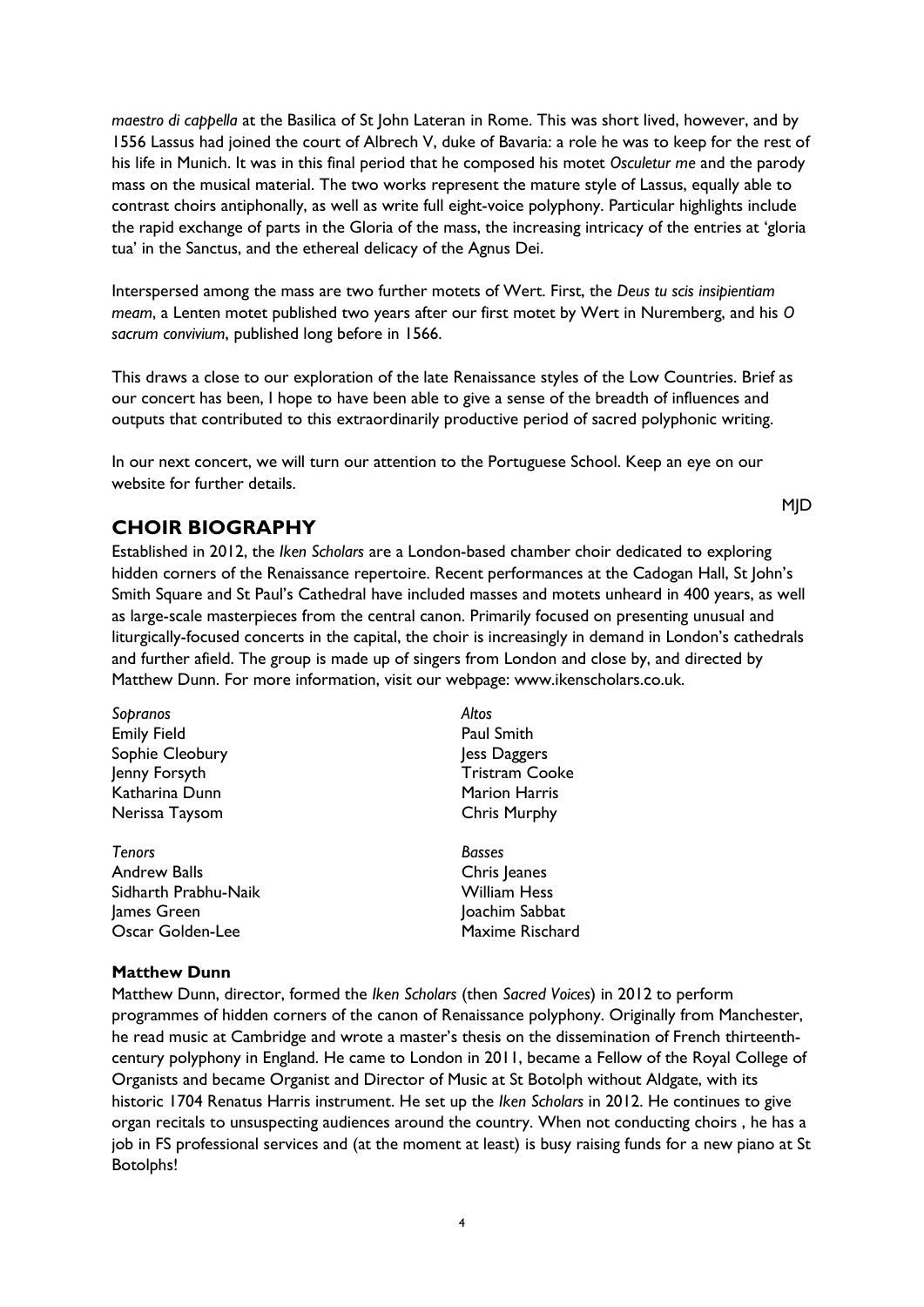*maestro di cappella* at the Basilica of St John Lateran in Rome. This was short lived, however, and by 1556 Lassus had joined the court of Albrech V, duke of Bavaria: a role he was to keep for the rest of his life in Munich. It was in this final period that he composed his motet *Osculetur me* and the parody mass on the musical material. The two works represent the mature style of Lassus, equally able to contrast choirs antiphonally, as well as write full eight-voice polyphony. Particular highlights include the rapid exchange of parts in the Gloria of the mass, the increasing intricacy of the entries at 'gloria tua' in the Sanctus, and the ethereal delicacy of the Agnus Dei.

Interspersed among the mass are two further motets of Wert. First, the *Deus tu scis insipientiam meam*, a Lenten motet published two years after our first motet by Wert in Nuremberg, and his *O sacrum convivium*, published long before in 1566.

This draws a close to our exploration of the late Renaissance styles of the Low Countries. Brief as our concert has been, I hope to have been able to give a sense of the breadth of influences and outputs that contributed to this extraordinarily productive period of sacred polyphonic writing.

In our next concert, we will turn our attention to the Portuguese School. Keep an eye on our website for further details.

MJD

## CHOIR BIOGRAPHY

Established in 2012, the *Iken Scholars* are a London-based chamber choir dedicated to exploring hidden corners of the Renaissance repertoire. Recent performances at the Cadogan Hall, St John's Smith Square and St Paul's Cathedral have included masses and motets unheard in 400 years, as well as large-scale masterpieces from the central canon. Primarily focused on presenting unusual and liturgically-focused concerts in the capital, the choir is increasingly in demand in London's cathedrals and further afield. The group is made up of singers from London and close by, and directed by Matthew Dunn. For more information, visit our webpage: www.ikenscholars.co.uk.

*Sopranos*
Emily Field
Sophie Cleobury
Jenny Forsyth
Katharina Dunn
Nerissa Taysom

*Altos*
Paul Smith
Jess Daggers
Tristram Cooke
Marion Harris
Chris Murphy

*Tenors*
Andrew Balls
Sidharth Prabhu-Naik
James Green
Oscar Golden-Lee

*Basses*
Chris Jeanes
William Hess
Joachim Sabbat
Maxime Rischard

### Matthew Dunn

Matthew Dunn, director, formed the *Iken Scholars* (then *Sacred Voices*) in 2012 to perform programmes of hidden corners of the canon of Renaissance polyphony. Originally from Manchester, he read music at Cambridge and wrote a master's thesis on the dissemination of French thirteenth-century polyphony in England. He came to London in 2011, became a Fellow of the Royal College of Organists and became Organist and Director of Music at St Botolph without Aldgate, with its historic 1704 Renatus Harris instrument. He set up the *Iken Scholars* in 2012. He continues to give organ recitals to unsuspecting audiences around the country. When not conducting choirs , he has a job in FS professional services and (at the moment at least) is busy raising funds for a new piano at St Botolphs!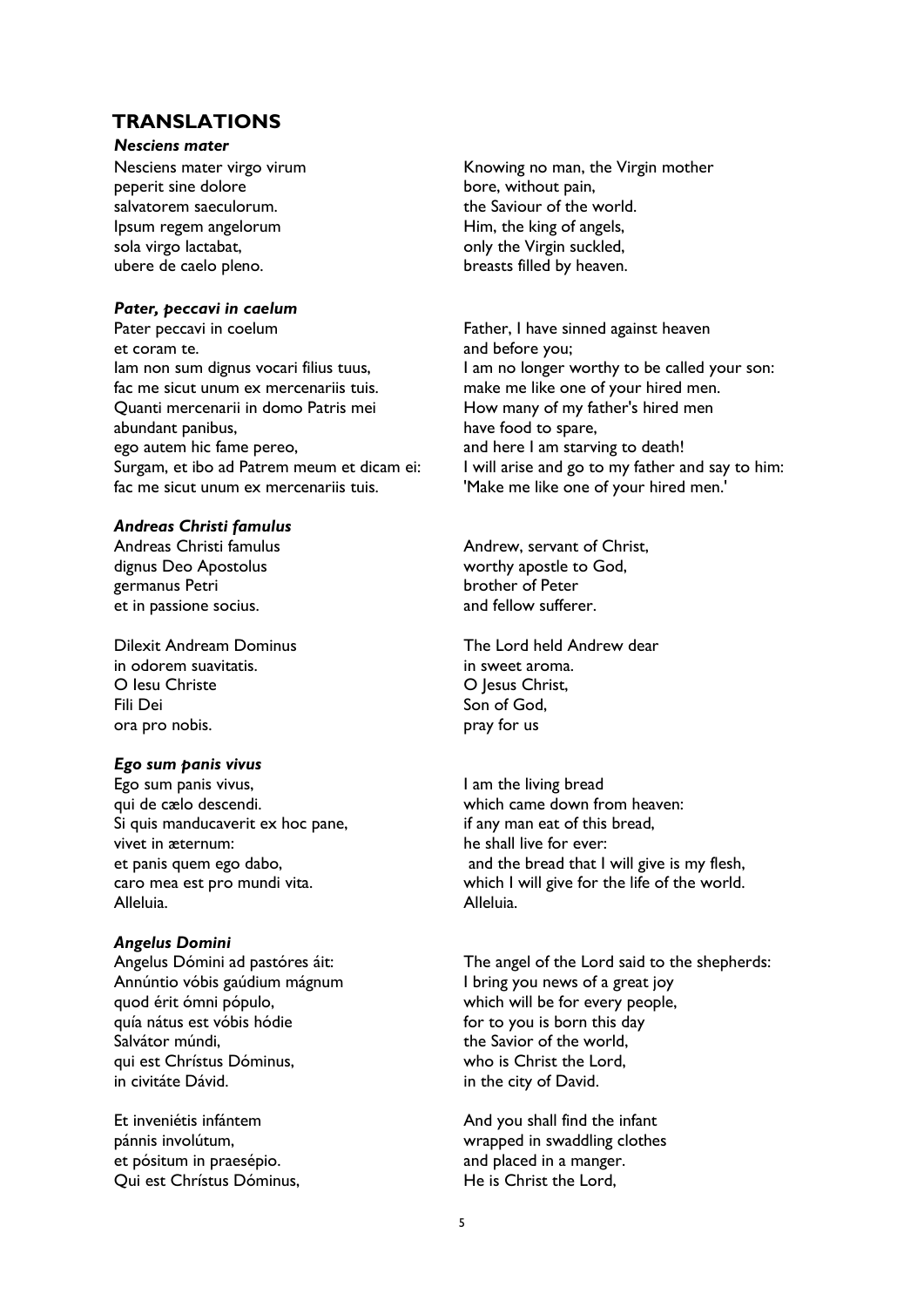## TRANSLATIONS

### *Nesciens mater*

| | |
|---|---|
| Nesciens mater virgo virum | Knowing no man, the Virgin mother |
| peperit sine dolore | bore, without pain, |
| salvatorem saeculorum. | the Saviour of the world. |
| Ipsum regem angelorum | Him, the king of angels, |
| sola virgo lactabat, | only the Virgin suckled, |
| ubere de caelo pleno. | breasts filled by heaven. |

### *Pater, peccavi in caelum*

| | |
|---|---|
| Pater peccavi in coelum | Father, I have sinned against heaven |
| et coram te. | and before you; |
| Iam non sum dignus vocari filius tuus, | I am no longer worthy to be called your son: |
| fac me sicut unum ex mercenariis tuis. | make me like one of your hired men. |
| Quanti mercenarii in domo Patris mei | How many of my father's hired men |
| abundant panibus, | have food to spare, |
| ego autem hic fame pereo, | and here I am starving to death! |
| Surgam, et ibo ad Patrem meum et dicam ei: | I will arise and go to my father and say to him: |
| fac me sicut unum ex mercenariis tuis. | 'Make me like one of your hired men.' |

### *Andreas Christi famulus*

| | |
|---|---|
| Andreas Christi famulus | Andrew, servant of Christ, |
| dignus Deo Apostolus | worthy apostle to God, |
| germanus Petri | brother of Peter |
| et in passione socius. | and fellow sufferer. |
| | |
| Dilexit Andream Dominus | The Lord held Andrew dear |
| in odorem suavitatis. | in sweet aroma. |
| O Iesu Christe | O Jesus Christ, |
| Fili Dei | Son of God, |
| ora pro nobis. | pray for us |

### *Ego sum panis vivus*

| | |
|---|---|
| Ego sum panis vivus, | I am the living bread |
| qui de cælo descendi. | which came down from heaven: |
| Si quis manducaverit ex hoc pane, | if any man eat of this bread, |
| vivet in æternum: | he shall live for ever: |
| et panis quem ego dabo, | and the bread that I will give is my flesh, |
| caro mea est pro mundi vita. | which I will give for the life of the world. |
| Alleluia. | Alleluia. |

### *Angelus Domini*

| | |
|---|---|
| Angelus Dómini ad pastóres áit: | The angel of the Lord said to the shepherds: |
| Annúntio vóbis gaúdium mágnum | I bring you news of a great joy |
| quod érit ómni pópulo, | which will be for every people, |
| quía nátus est vóbis hódie | for to you is born this day |
| Salvátor múndi, | the Savior of the world, |
| qui est Chrístus Dóminus, | who is Christ the Lord, |
| in civitáte Dávid. | in the city of David. |
| | |
| Et inveniétis infántem | And you shall find the infant |
| pánnis involútum, | wrapped in swaddling clothes |
| et pósitum in praesépio. | and placed in a manger. |
| Qui est Chrístus Dóminus, | He is Christ the Lord, |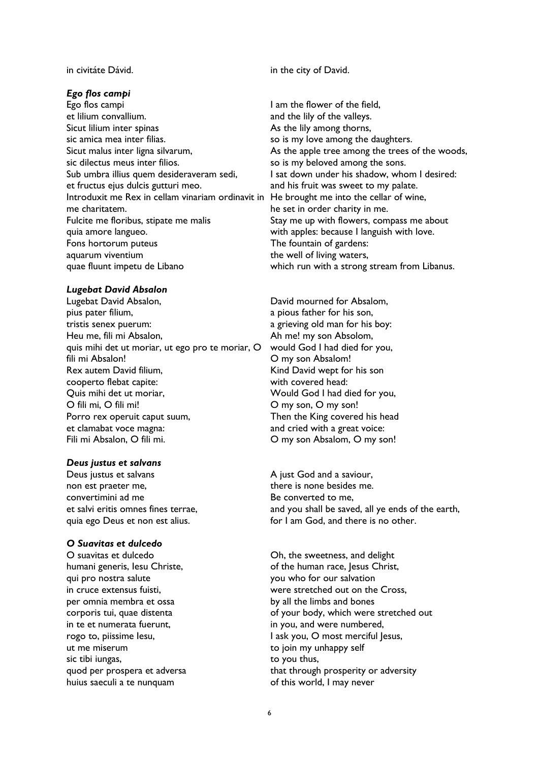| | |
|---|---|
| in civitáte Dávid. | in the city of David. |

### *Ego flos campi*

| | |
|---|---|
| Ego flos campi | I am the flower of the field, |
| et lilium convallium. | and the lily of the valleys. |
| Sicut lilium inter spinas | As the lily among thorns, |
| sic amica mea inter filias. | so is my love among the daughters. |
| Sicut malus inter ligna silvarum, | As the apple tree among the trees of the woods, |
| sic dilectus meus inter filios. | so is my beloved among the sons. |
| Sub umbra illius quem desideraveram sedi, | I sat down under his shadow, whom I desired: |
| et fructus ejus dulcis gutturi meo. | and his fruit was sweet to my palate. |
| Introduxit me Rex in cellam vinariam ordinavit in me charitatem. | He brought me into the cellar of wine, he set in order charity in me. |
| Fulcite me floribus, stipate me malis | Stay me up with flowers, compass me about |
| quia amore langueo. | with apples: because I languish with love. |
| Fons hortorum puteus | The fountain of gardens: |
| aquarum viventium | the well of living waters, |
| quae fluunt impetu de Libano | which run with a strong stream from Libanus. |

### *Lugebat David Absalon*

| | |
|---|---|
| Lugebat David Absalon, | David mourned for Absalom, |
| pius pater filium, | a pious father for his son, |
| tristis senex puerum: | a grieving old man for his boy: |
| Heu me, fili mi Absalon, | Ah me! my son Absolom, |
| quis mihi det ut moriar, ut ego pro te moriar, O fili mi Absalon! | would God I had died for you, O my son Absalom! |
| Rex autem David filium, | Kind David wept for his son |
| cooperto flebat capite: | with covered head: |
| Quis mihi det ut moriar, | Would God I had died for you, |
| O fili mi, O fili mi! | O my son, O my son! |
| Porro rex operuit caput suum, | Then the King covered his head |
| et clamabat voce magna: | and cried with a great voice: |
| Fili mi Absalon, O fili mi. | O my son Absalom, O my son! |

### *Deus justus et salvans*

| | |
|---|---|
| Deus justus et salvans | A just God and a saviour, |
| non est praeter me, | there is none besides me. |
| convertimini ad me | Be converted to me, |
| et salvi eritis omnes fines terrae, | and you shall be saved, all ye ends of the earth, |
| quia ego Deus et non est alius. | for I am God, and there is no other. |

### *O Suavitas et dulcedo*

| | |
|---|---|
| O suavitas et dulcedo | Oh, the sweetness, and delight |
| humani generis, Iesu Christe, | of the human race, Jesus Christ, |
| qui pro nostra salute | you who for our salvation |
| in cruce extensus fuisti, | were stretched out on the Cross, |
| per omnia membra et ossa | by all the limbs and bones |
| corporis tui, quae distenta | of your body, which were stretched out |
| in te et numerata fuerunt, | in you, and were numbered, |
| rogo to, piissime Iesu, | I ask you, O most merciful Jesus, |
| ut me miserum | to join my unhappy self |
| sic tibi iungas, | to you thus, |
| quod per prospera et adversa | that through prosperity or adversity |
| huius saeculi a te nunquam | of this world, I may never |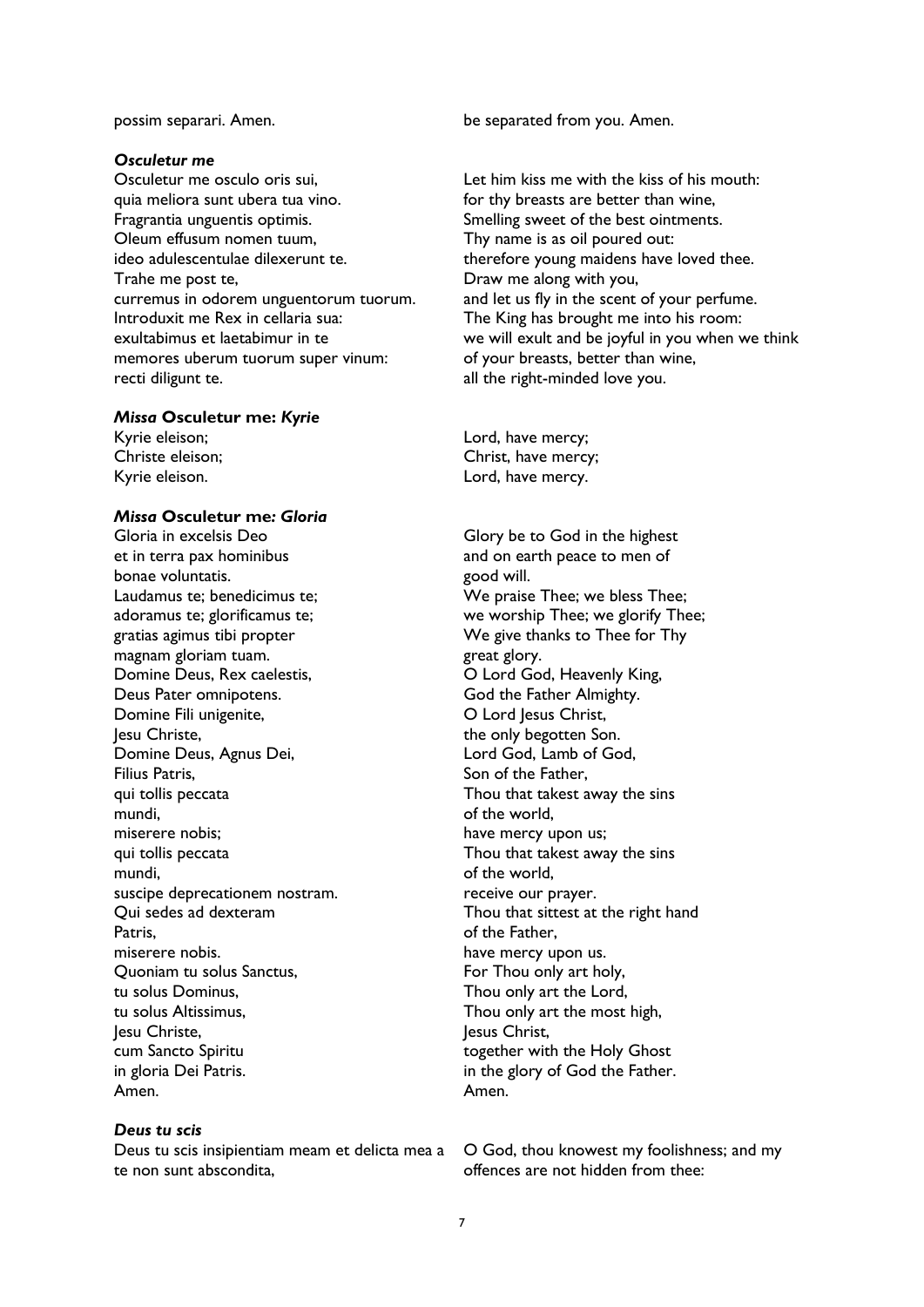possim separari. Amen.

be separated from you. Amen.

### *Osculetur me*

| | |
|---|---|
| Osculetur me osculo oris sui, | Let him kiss me with the kiss of his mouth: |
| quia meliora sunt ubera tua vino. | for thy breasts are better than wine, |
| Fragrantia unguentis optimis. | Smelling sweet of the best ointments. |
| Oleum effusum nomen tuum, | Thy name is as oil poured out: |
| ideo adulescentulae dilexerunt te. | therefore young maidens have loved thee. |
| Trahe me post te, | Draw me along with you, |
| curremus in odorem unguentorum tuorum. | and let us fly in the scent of your perfume. |
| Introduxit me Rex in cellaria sua: | The King has brought me into his room: |
| exultabimus et laetabimur in te | we will exult and be joyful in you when we think |
| memores uberum tuorum super vinum: | of your breasts, better than wine, |
| recti diligunt te. | all the right-minded love you. |

### *Missa* **Osculetur me:** *Kyrie*

| | |
|---|---|
| Kyrie eleison; | Lord, have mercy; |
| Christe eleison; | Christ, have mercy; |
| Kyrie eleison. | Lord, have mercy. |

### *Missa* **Osculetur me***: Gloria*

| | |
|---|---|
| Gloria in excelsis Deo | Glory be to God in the highest |
| et in terra pax hominibus | and on earth peace to men of |
| bonae voluntatis. | good will. |
| Laudamus te; benedicimus te; | We praise Thee; we bless Thee; |
| adoramus te; glorificamus te; | we worship Thee; we glorify Thee; |
| gratias agimus tibi propter | We give thanks to Thee for Thy |
| magnam gloriam tuam. | great glory. |
| Domine Deus, Rex caelestis, | O Lord God, Heavenly King, |
| Deus Pater omnipotens. | God the Father Almighty. |
| Domine Fili unigenite, | O Lord Jesus Christ, |
| Jesu Christe, | the only begotten Son. |
| Domine Deus, Agnus Dei, | Lord God, Lamb of God, |
| Filius Patris, | Son of the Father, |
| qui tollis peccata | Thou that takest away the sins |
| mundi, | of the world, |
| miserere nobis; | have mercy upon us; |
| qui tollis peccata | Thou that takest away the sins |
| mundi, | of the world, |
| suscipe deprecationem nostram. | receive our prayer. |
| Qui sedes ad dexteram | Thou that sittest at the right hand |
| Patris, | of the Father, |
| miserere nobis. | have mercy upon us. |
| Quoniam tu solus Sanctus, | For Thou only art holy, |
| tu solus Dominus, | Thou only art the Lord, |
| tu solus Altissimus, | Thou only art the most high, |
| Jesu Christe, | Jesus Christ, |
| cum Sancto Spiritu | together with the Holy Ghost |
| in gloria Dei Patris. | in the glory of God the Father. |
| Amen. | Amen. |

### *Deus tu scis*

| | |
|---|---|
| Deus tu scis insipientiam meam et delicta mea a te non sunt abscondita, | O God, thou knowest my foolishness; and my offences are not hidden from thee: |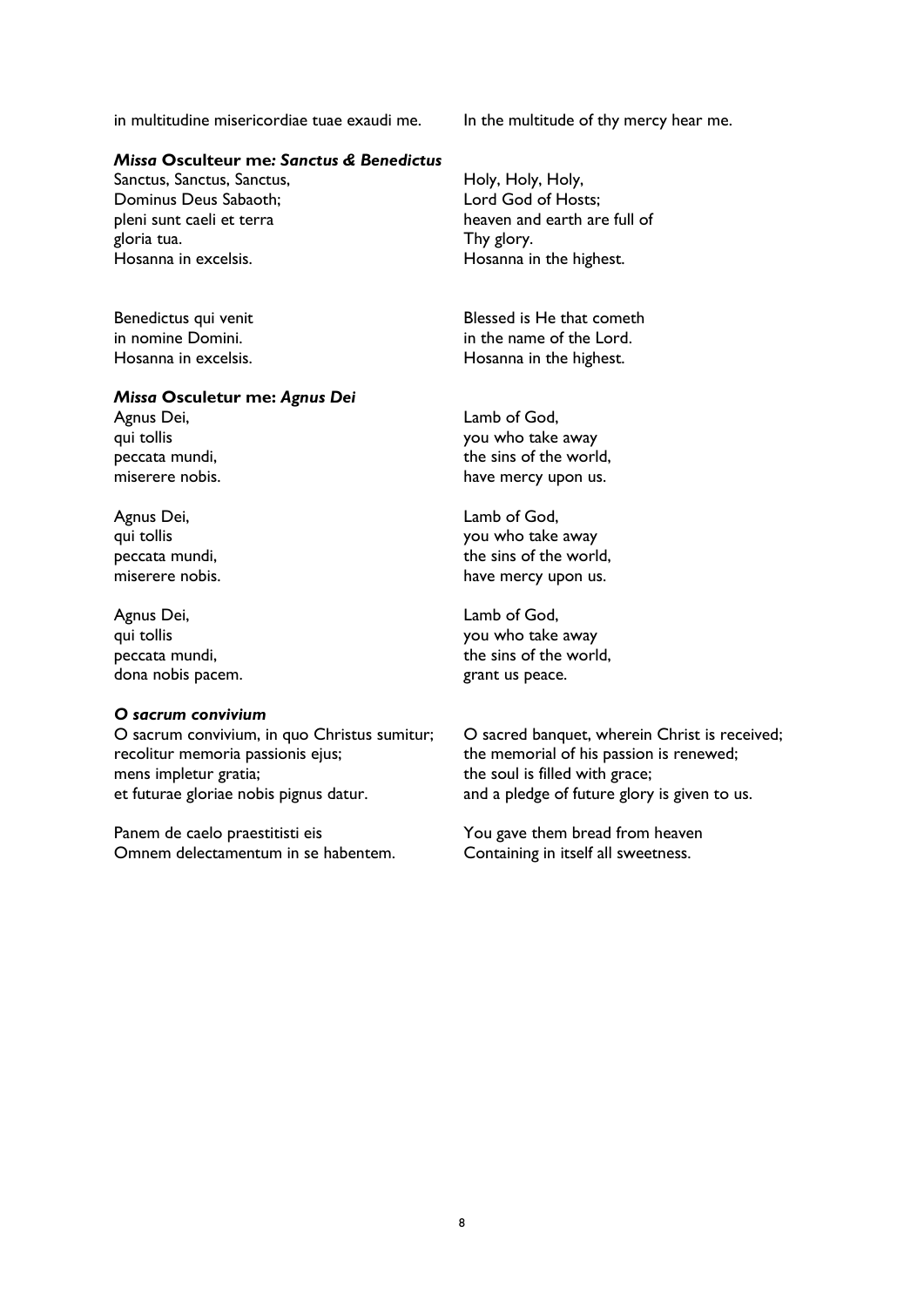in multitudine misericordiae tuae exaudi me.

In the multitude of thy mercy hear me.

### *Missa* **Osculteur me*: Sanctus & Benedictus***

Sanctus, Sanctus, Sanctus,
Dominus Deus Sabaoth;
pleni sunt caeli et terra
gloria tua.
Hosanna in excelsis.

Holy, Holy, Holy,
Lord God of Hosts;
heaven and earth are full of
Thy glory.
Hosanna in the highest.

Benedictus qui venit
in nomine Domini.
Hosanna in excelsis.

Blessed is He that cometh
in the name of the Lord.
Hosanna in the highest.

### *Missa* **Osculetur me*: Agnus Dei***

Agnus Dei,
qui tollis
peccata mundi,
miserere nobis.

Lamb of God,
you who take away
the sins of the world,
have mercy upon us.

Agnus Dei,
qui tollis
peccata mundi,
miserere nobis.

Lamb of God,
you who take away
the sins of the world,
have mercy upon us.

Agnus Dei,
qui tollis
peccata mundi,
dona nobis pacem.

Lamb of God,
you who take away
the sins of the world,
grant us peace.

### ***O sacrum convivium***

O sacrum convivium, in quo Christus sumitur;
recolitur memoria passionis ejus;
mens impletur gratia;
et futurae gloriae nobis pignus datur.

O sacred banquet, wherein Christ is received;
the memorial of his passion is renewed;
the soul is filled with grace;
and a pledge of future glory is given to us.

Panem de caelo praestitisti eis
Omnem delectamentum in se habentem.

You gave them bread from heaven
Containing in itself all sweetness.